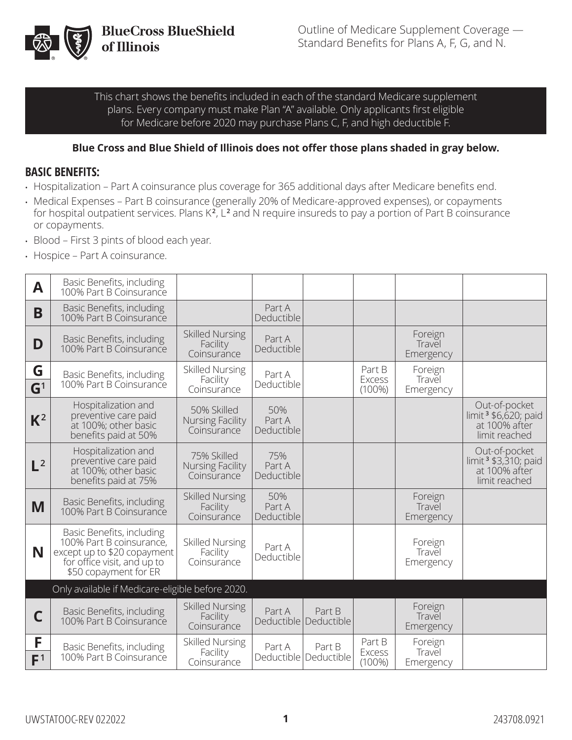Outline of Medicare Supplement Coverage — Standard Benefits for Plans A, F, G, and N.

This chart shows the benefits included in each of the standard Medicare supplement plans. Every company must make Plan "A" available. Only applicants first eligible for Medicare before 2020 may purchase Plans C, F, and high deductible F.

**Blue Cross and Blue Shield of Illinois does not offer those plans shaded in gray below.**

## BASIC BENEFITS:

- Hospitalization – Part A coinsurance plus coverage for 365 additional days after Medicare benefits end.
- Medical Expenses – Part B coinsurance (generally 20% of Medicare-approved expenses), or copayments for hospital outpatient services. Plans K[2], L[2] and N require insureds to pay a portion of Part B coinsurance or copayments.
- Blood – First 3 pints of blood each year.
- Hospice – Part A coinsurance.

| Plan | | | | | | | |
|---|---|---|---|---|---|---|---|
| **A** | Basic Benefits, including 100% Part B Coinsurance | | | | | | |
| **B** | Basic Benefits, including 100% Part B Coinsurance | | Part A Deductible | | | | |
| **D** | Basic Benefits, including 100% Part B Coinsurance | Skilled Nursing Facility Coinsurance | Part A Deductible | | | Foreign Travel Emergency | |
| **G** / **G[1]** | Basic Benefits, including 100% Part B Coinsurance | Skilled Nursing Facility Coinsurance | Part A Deductible | | Part B Excess (100%) | Foreign Travel Emergency | |
| **K[2]** | Hospitalization and preventive care paid at 100%; other basic benefits paid at 50% | 50% Skilled Nursing Facility Coinsurance | 50% Part A Deductible | | | | Out-of-pocket limit[3] $6,620; paid at 100% after limit reached |
| **L[2]** | Hospitalization and preventive care paid at 100%; other basic benefits paid at 75% | 75% Skilled Nursing Facility Coinsurance | 75% Part A Deductible | | | | Out-of-pocket limit[3] $3,310; paid at 100% after limit reached |
| **M** | Basic Benefits, including 100% Part B Coinsurance | Skilled Nursing Facility Coinsurance | 50% Part A Deductible | | | Foreign Travel Emergency | |
| **N** | Basic Benefits, including 100% Part B coinsurance, except up to $20 copayment for office visit, and up to $50 copayment for ER | Skilled Nursing Facility Coinsurance | Part A Deductible | | | Foreign Travel Emergency | |
| | Only available if Medicare-eligible before 2020. | | | | | | |
| **C** | Basic Benefits, including 100% Part B Coinsurance | Skilled Nursing Facility Coinsurance | Part A Deductible | Part B Deductible | | Foreign Travel Emergency | |
| **F** / **F[1]** | Basic Benefits, including 100% Part B Coinsurance | Skilled Nursing Facility Coinsurance | Part A Deductible | Part B Deductible | Part B Excess (100%) | Foreign Travel Emergency | |

UWSTATOOC-REV 022022

243708.0921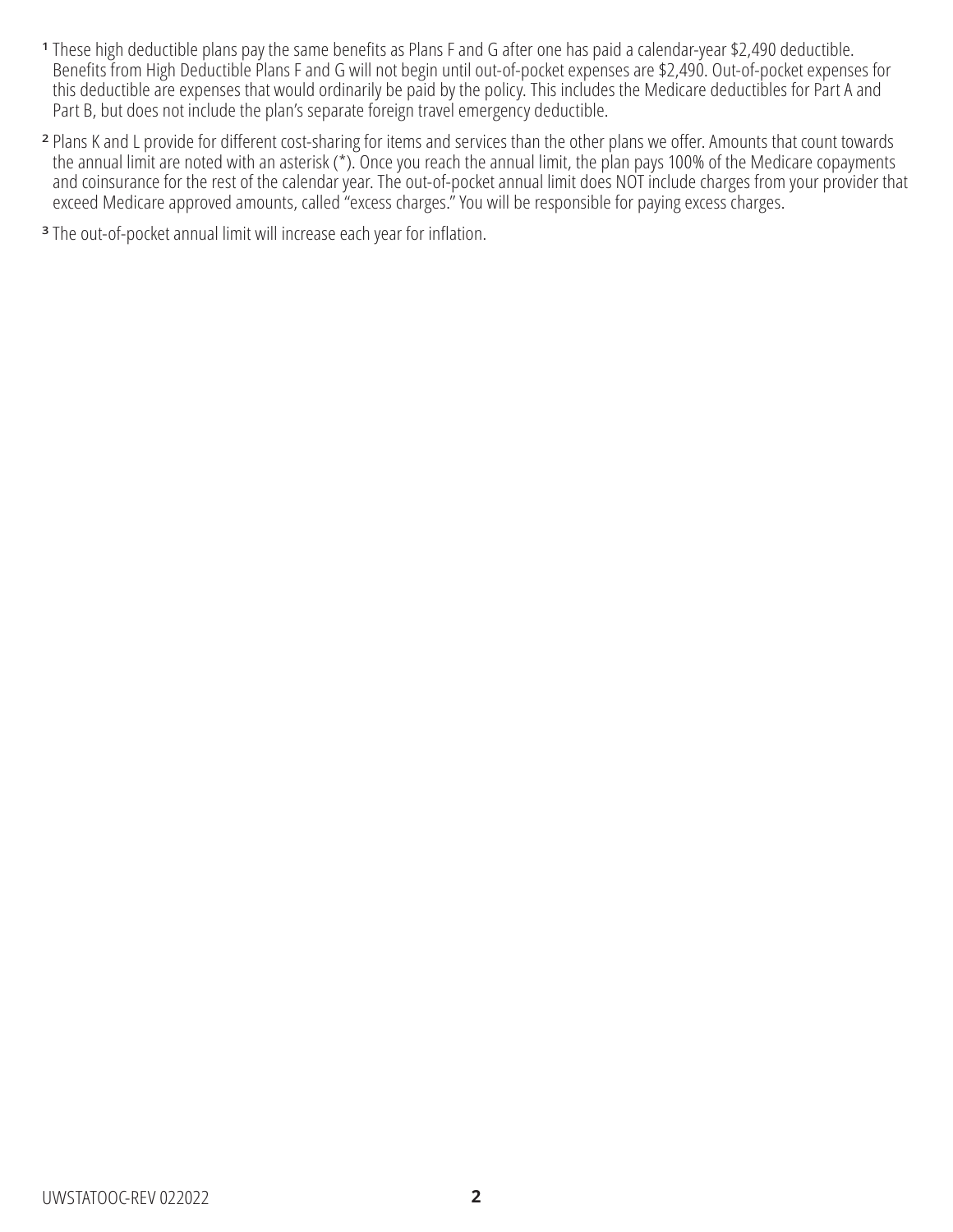[1] These high deductible plans pay the same benefits as Plans F and G after one has paid a calendar-year $2,490 deductible. Benefits from High Deductible Plans F and G will not begin until out-of-pocket expenses are $2,490. Out-of-pocket expenses for this deductible are expenses that would ordinarily be paid by the policy. This includes the Medicare deductibles for Part A and Part B, but does not include the plan's separate foreign travel emergency deductible.

[2] Plans K and L provide for different cost-sharing for items and services than the other plans we offer. Amounts that count towards the annual limit are noted with an asterisk (*). Once you reach the annual limit, the plan pays 100% of the Medicare copayments and coinsurance for the rest of the calendar year. The out-of-pocket annual limit does NOT include charges from your provider that exceed Medicare approved amounts, called "excess charges." You will be responsible for paying excess charges.

[3] The out-of-pocket annual limit will increase each year for inflation.

UWSTATOOC-REV 022022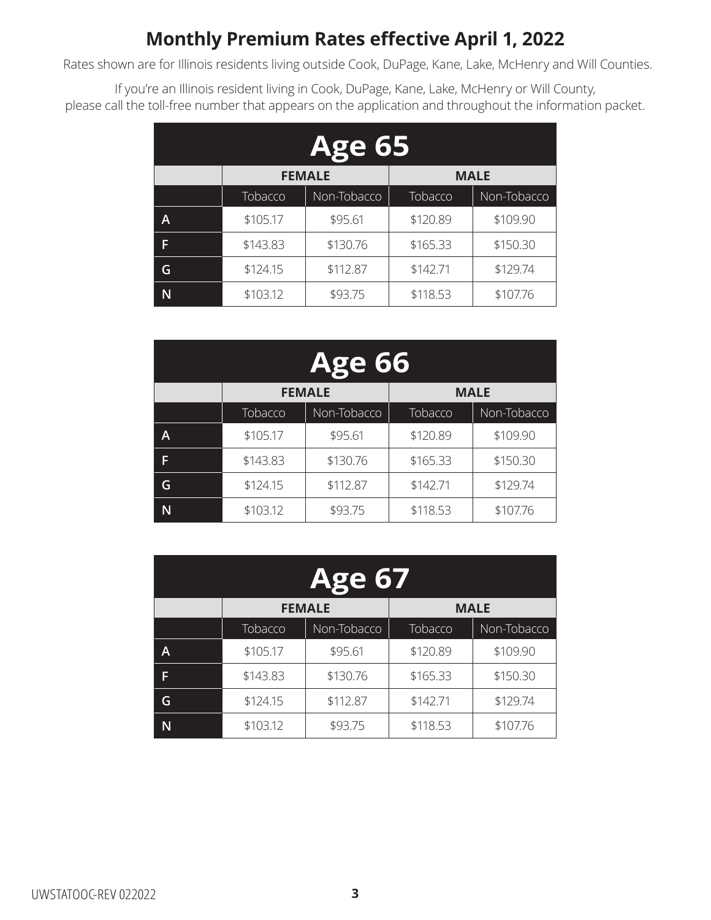# Monthly Premium Rates effective April 1, 2022

Rates shown are for Illinois residents living outside Cook, DuPage, Kane, Lake, McHenry and Will Counties.

If you're an Illinois resident living in Cook, DuPage, Kane, Lake, McHenry or Will County, please call the toll-free number that appears on the application and throughout the information packet.

## Age 65

| | FEMALE | | MALE | |
|---|---|---|---|---|
| | Tobacco | Non-Tobacco | Tobacco | Non-Tobacco |
| A | $105.17 | $95.61 | $120.89 | $109.90 |
| F | $143.83 | $130.76 | $165.33 | $150.30 |
| G | $124.15 | $112.87 | $142.71 | $129.74 |
| N | $103.12 | $93.75 | $118.53 | $107.76 |

## Age 66

| | FEMALE | | MALE | |
|---|---|---|---|---|
| | Tobacco | Non-Tobacco | Tobacco | Non-Tobacco |
| A | $105.17 | $95.61 | $120.89 | $109.90 |
| F | $143.83 | $130.76 | $165.33 | $150.30 |
| G | $124.15 | $112.87 | $142.71 | $129.74 |
| N | $103.12 | $93.75 | $118.53 | $107.76 |

## Age 67

| | FEMALE | | MALE | |
|---|---|---|---|---|
| | Tobacco | Non-Tobacco | Tobacco | Non-Tobacco |
| A | $105.17 | $95.61 | $120.89 | $109.90 |
| F | $143.83 | $130.76 | $165.33 | $150.30 |
| G | $124.15 | $112.87 | $142.71 | $129.74 |
| N | $103.12 | $93.75 | $118.53 | $107.76 |

UWSTATOOC-REV 022022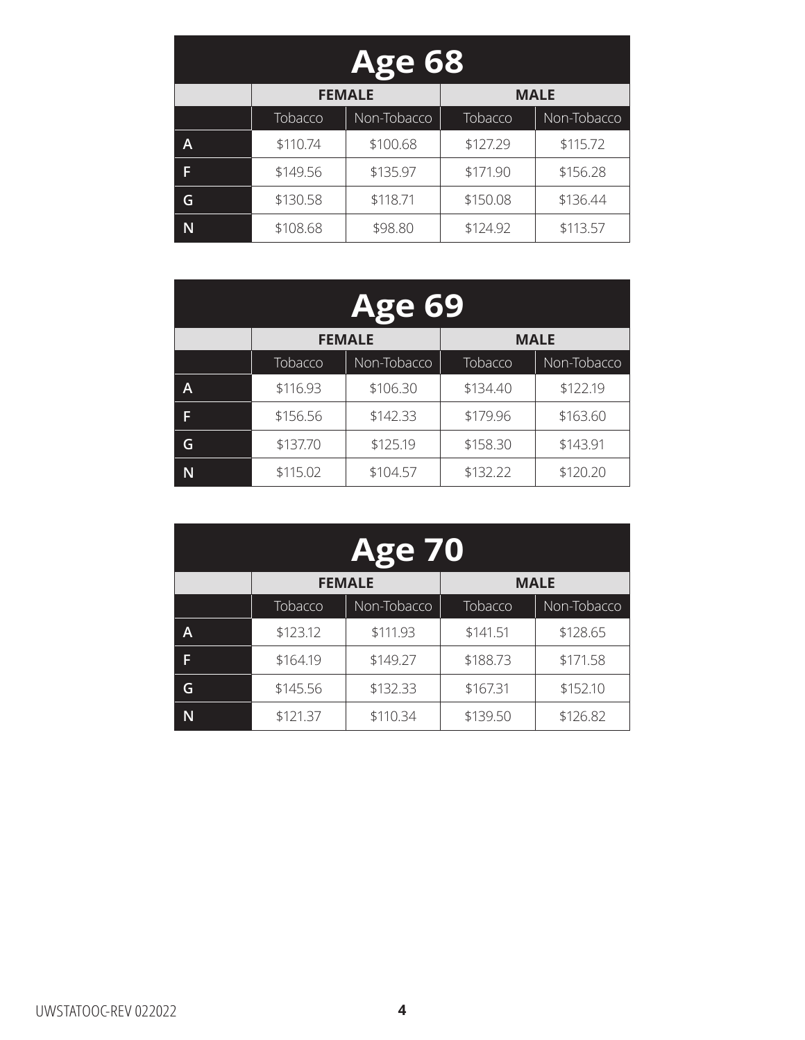## Age 68

| | FEMALE | | MALE | |
|---|---|---|---|---|
| | Tobacco | Non-Tobacco | Tobacco | Non-Tobacco |
| **A** | $110.74 | $100.68 | $127.29 | $115.72 |
| **F** | $149.56 | $135.97 | $171.90 | $156.28 |
| **G** | $130.58 | $118.71 | $150.08 | $136.44 |
| **N** | $108.68 | $98.80 | $124.92 | $113.57 |

## Age 69

| | FEMALE | | MALE | |
|---|---|---|---|---|
| | Tobacco | Non-Tobacco | Tobacco | Non-Tobacco |
| **A** | $116.93 | $106.30 | $134.40 | $122.19 |
| **F** | $156.56 | $142.33 | $179.96 | $163.60 |
| **G** | $137.70 | $125.19 | $158.30 | $143.91 |
| **N** | $115.02 | $104.57 | $132.22 | $120.20 |

## Age 70

| | FEMALE | | MALE | |
|---|---|---|---|---|
| | Tobacco | Non-Tobacco | Tobacco | Non-Tobacco |
| **A** | $123.12 | $111.93 | $141.51 | $128.65 |
| **F** | $164.19 | $149.27 | $188.73 | $171.58 |
| **G** | $145.56 | $132.33 | $167.31 | $152.10 |
| **N** | $121.37 | $110.34 | $139.50 | $126.82 |

UWSTATOOC-REV 022022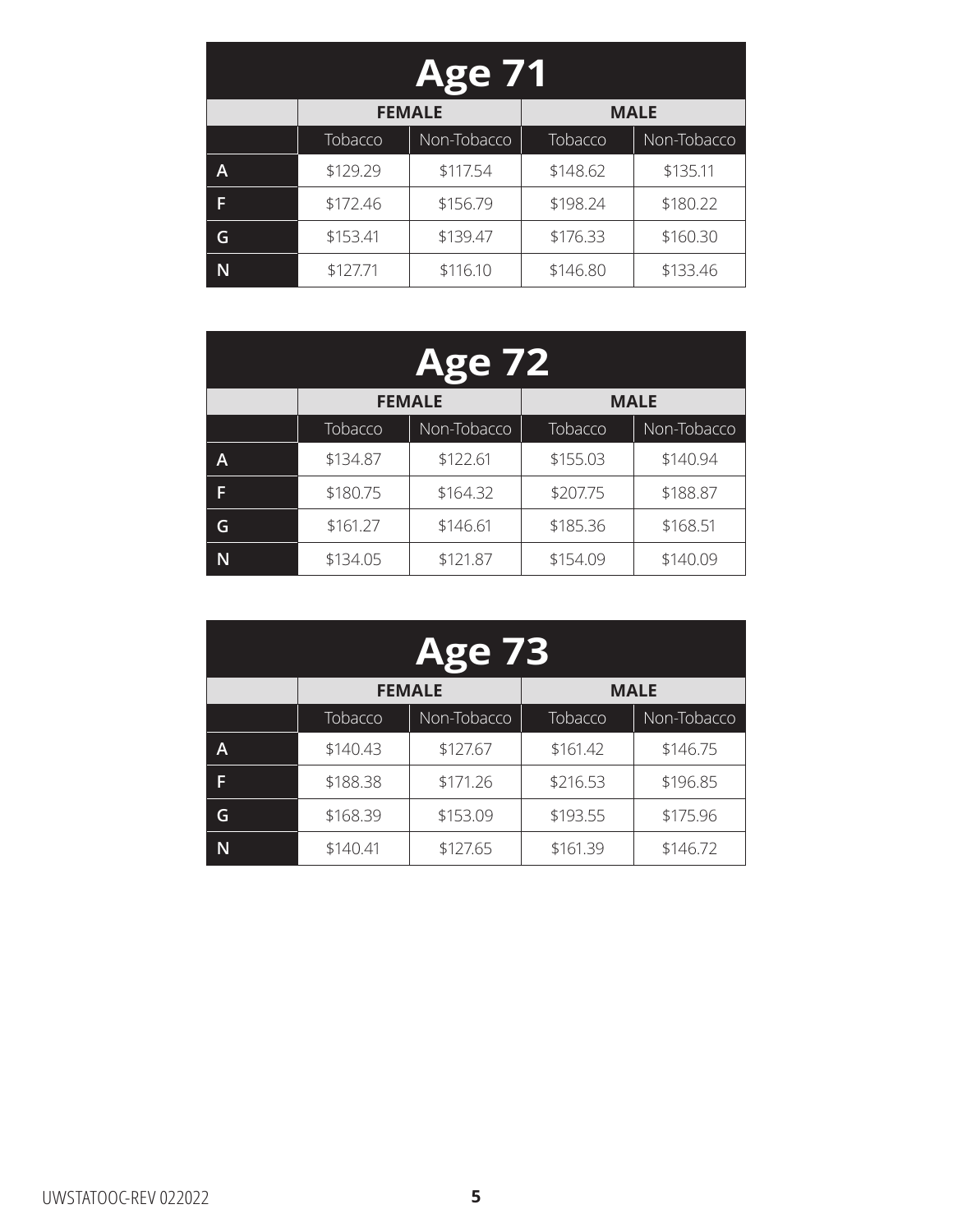## Age 71

| | FEMALE | | MALE | |
|---|---|---|---|---|
| | Tobacco | Non-Tobacco | Tobacco | Non-Tobacco |
| A | $129.29 | $117.54 | $148.62 | $135.11 |
| F | $172.46 | $156.79 | $198.24 | $180.22 |
| G | $153.41 | $139.47 | $176.33 | $160.30 |
| N | $127.71 | $116.10 | $146.80 | $133.46 |

## Age 72

| | FEMALE | | MALE | |
|---|---|---|---|---|
| | Tobacco | Non-Tobacco | Tobacco | Non-Tobacco |
| A | $134.87 | $122.61 | $155.03 | $140.94 |
| F | $180.75 | $164.32 | $207.75 | $188.87 |
| G | $161.27 | $146.61 | $185.36 | $168.51 |
| N | $134.05 | $121.87 | $154.09 | $140.09 |

## Age 73

| | FEMALE | | MALE | |
|---|---|---|---|---|
| | Tobacco | Non-Tobacco | Tobacco | Non-Tobacco |
| A | $140.43 | $127.67 | $161.42 | $146.75 |
| F | $188.38 | $171.26 | $216.53 | $196.85 |
| G | $168.39 | $153.09 | $193.55 | $175.96 |
| N | $140.41 | $127.65 | $161.39 | $146.72 |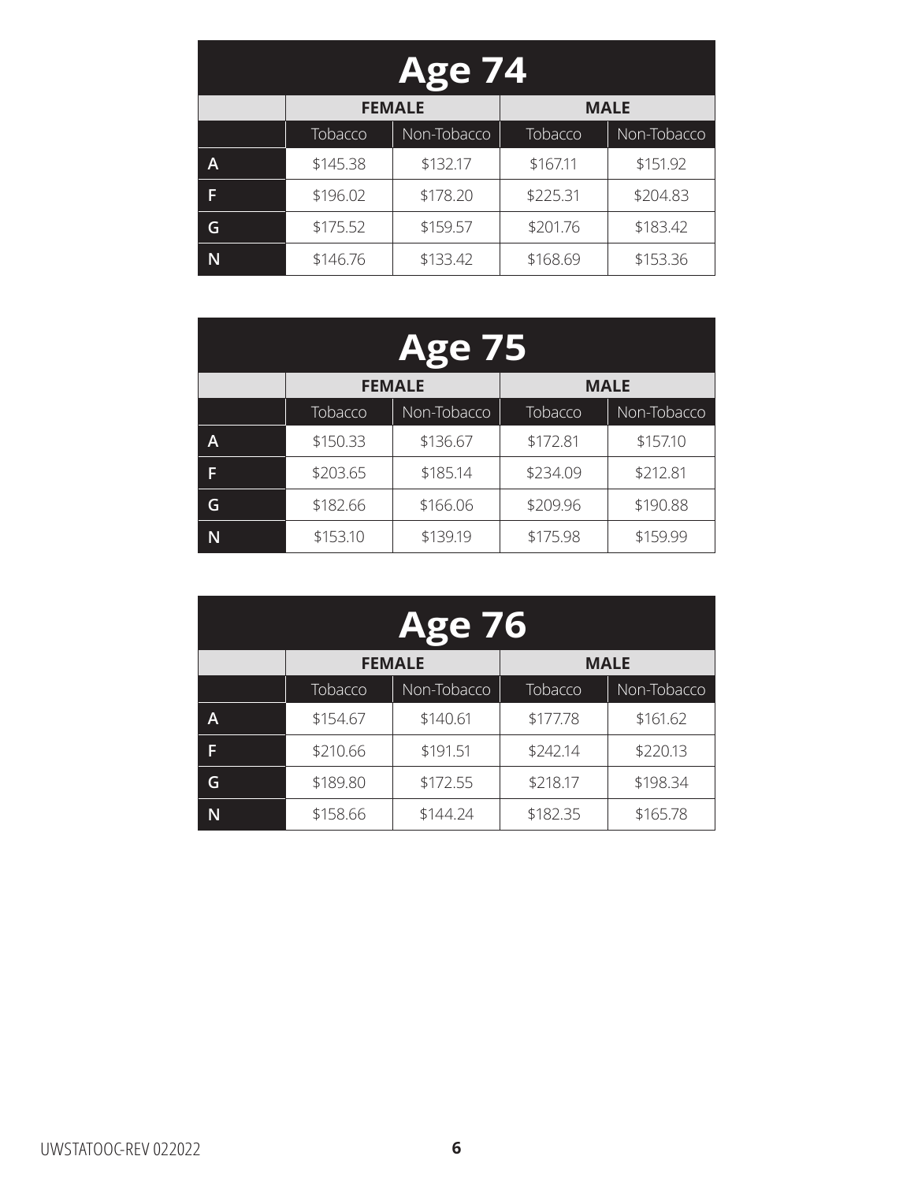## Age 74

| | FEMALE | | MALE | |
|---|---|---|---|---|
| | Tobacco | Non-Tobacco | Tobacco | Non-Tobacco |
| A | $145.38 | $132.17 | $167.11 | $151.92 |
| F | $196.02 | $178.20 | $225.31 | $204.83 |
| G | $175.52 | $159.57 | $201.76 | $183.42 |
| N | $146.76 | $133.42 | $168.69 | $153.36 |

## Age 75

| | FEMALE | | MALE | |
|---|---|---|---|---|
| | Tobacco | Non-Tobacco | Tobacco | Non-Tobacco |
| A | $150.33 | $136.67 | $172.81 | $157.10 |
| F | $203.65 | $185.14 | $234.09 | $212.81 |
| G | $182.66 | $166.06 | $209.96 | $190.88 |
| N | $153.10 | $139.19 | $175.98 | $159.99 |

## Age 76

| | FEMALE | | MALE | |
|---|---|---|---|---|
| | Tobacco | Non-Tobacco | Tobacco | Non-Tobacco |
| A | $154.67 | $140.61 | $177.78 | $161.62 |
| F | $210.66 | $191.51 | $242.14 | $220.13 |
| G | $189.80 | $172.55 | $218.17 | $198.34 |
| N | $158.66 | $144.24 | $182.35 | $165.78 |

UWSTATOOC-REV 022022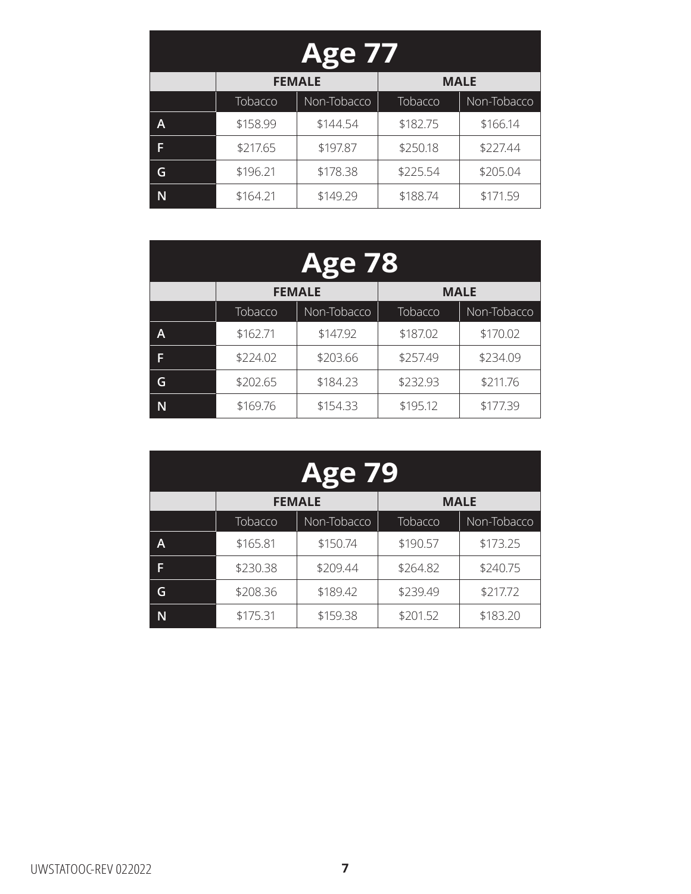## Age 77

| | FEMALE | | MALE | |
|---|---|---|---|---|
| | Tobacco | Non-Tobacco | Tobacco | Non-Tobacco |
| A | $158.99 | $144.54 | $182.75 | $166.14 |
| F | $217.65 | $197.87 | $250.18 | $227.44 |
| G | $196.21 | $178.38 | $225.54 | $205.04 |
| N | $164.21 | $149.29 | $188.74 | $171.59 |

## Age 78

| | FEMALE | | MALE | |
|---|---|---|---|---|
| | Tobacco | Non-Tobacco | Tobacco | Non-Tobacco |
| A | $162.71 | $147.92 | $187.02 | $170.02 |
| F | $224.02 | $203.66 | $257.49 | $234.09 |
| G | $202.65 | $184.23 | $232.93 | $211.76 |
| N | $169.76 | $154.33 | $195.12 | $177.39 |

## Age 79

| | FEMALE | | MALE | |
|---|---|---|---|---|
| | Tobacco | Non-Tobacco | Tobacco | Non-Tobacco |
| A | $165.81 | $150.74 | $190.57 | $173.25 |
| F | $230.38 | $209.44 | $264.82 | $240.75 |
| G | $208.36 | $189.42 | $239.49 | $217.72 |
| N | $175.31 | $159.38 | $201.52 | $183.20 |

UWSTATOOC-REV 022022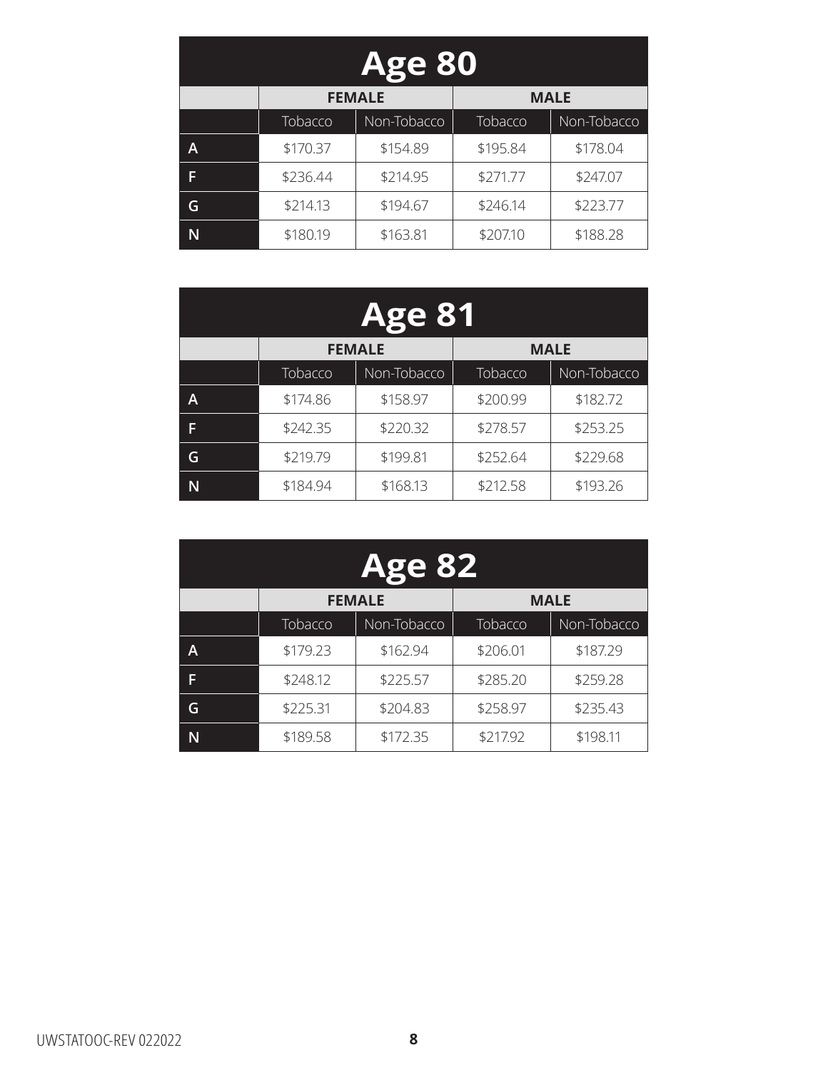## Age 80

| | FEMALE | | MALE | |
|---|---|---|---|---|
| | Tobacco | Non-Tobacco | Tobacco | Non-Tobacco |
| A | $170.37 | $154.89 | $195.84 | $178.04 |
| F | $236.44 | $214.95 | $271.77 | $247.07 |
| G | $214.13 | $194.67 | $246.14 | $223.77 |
| N | $180.19 | $163.81 | $207.10 | $188.28 |

## Age 81

| | FEMALE | | MALE | |
|---|---|---|---|---|
| | Tobacco | Non-Tobacco | Tobacco | Non-Tobacco |
| A | $174.86 | $158.97 | $200.99 | $182.72 |
| F | $242.35 | $220.32 | $278.57 | $253.25 |
| G | $219.79 | $199.81 | $252.64 | $229.68 |
| N | $184.94 | $168.13 | $212.58 | $193.26 |

## Age 82

| | FEMALE | | MALE | |
|---|---|---|---|---|
| | Tobacco | Non-Tobacco | Tobacco | Non-Tobacco |
| A | $179.23 | $162.94 | $206.01 | $187.29 |
| F | $248.12 | $225.57 | $285.20 | $259.28 |
| G | $225.31 | $204.83 | $258.97 | $235.43 |
| N | $189.58 | $172.35 | $217.92 | $198.11 |

UWSTATOOC-REV 022022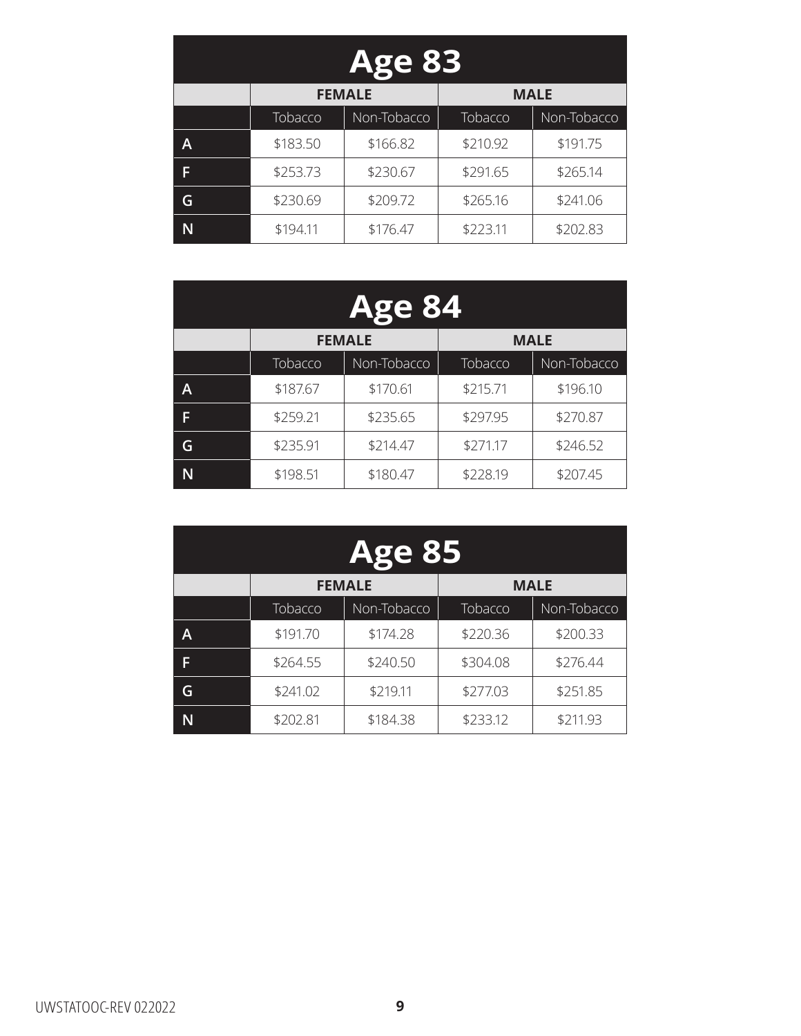## Age 83

| | FEMALE | | MALE | |
|---|---|---|---|---|
| | Tobacco | Non-Tobacco | Tobacco | Non-Tobacco |
| A | $183.50 | $166.82 | $210.92 | $191.75 |
| F | $253.73 | $230.67 | $291.65 | $265.14 |
| G | $230.69 | $209.72 | $265.16 | $241.06 |
| N | $194.11 | $176.47 | $223.11 | $202.83 |

## Age 84

| | FEMALE | | MALE | |
|---|---|---|---|---|
| | Tobacco | Non-Tobacco | Tobacco | Non-Tobacco |
| A | $187.67 | $170.61 | $215.71 | $196.10 |
| F | $259.21 | $235.65 | $297.95 | $270.87 |
| G | $235.91 | $214.47 | $271.17 | $246.52 |
| N | $198.51 | $180.47 | $228.19 | $207.45 |

## Age 85

| | FEMALE | | MALE | |
|---|---|---|---|---|
| | Tobacco | Non-Tobacco | Tobacco | Non-Tobacco |
| A | $191.70 | $174.28 | $220.36 | $200.33 |
| F | $264.55 | $240.50 | $304.08 | $276.44 |
| G | $241.02 | $219.11 | $277.03 | $251.85 |
| N | $202.81 | $184.38 | $233.12 | $211.93 |

UWSTATOOC-REV 022022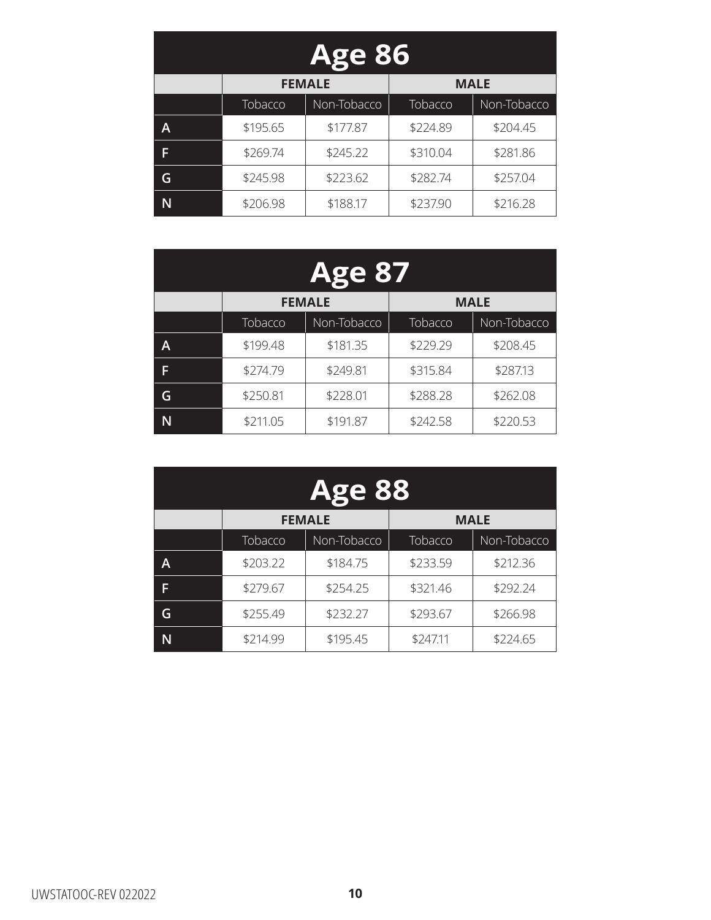## Age 86

| | FEMALE | | MALE | |
|---|---|---|---|---|
| | Tobacco | Non-Tobacco | Tobacco | Non-Tobacco |
| A | $195.65 | $177.87 | $224.89 | $204.45 |
| F | $269.74 | $245.22 | $310.04 | $281.86 |
| G | $245.98 | $223.62 | $282.74 | $257.04 |
| N | $206.98 | $188.17 | $237.90 | $216.28 |

## Age 87

| | FEMALE | | MALE | |
|---|---|---|---|---|
| | Tobacco | Non-Tobacco | Tobacco | Non-Tobacco |
| A | $199.48 | $181.35 | $229.29 | $208.45 |
| F | $274.79 | $249.81 | $315.84 | $287.13 |
| G | $250.81 | $228.01 | $288.28 | $262.08 |
| N | $211.05 | $191.87 | $242.58 | $220.53 |

## Age 88

| | FEMALE | | MALE | |
|---|---|---|---|---|
| | Tobacco | Non-Tobacco | Tobacco | Non-Tobacco |
| A | $203.22 | $184.75 | $233.59 | $212.36 |
| F | $279.67 | $254.25 | $321.46 | $292.24 |
| G | $255.49 | $232.27 | $293.67 | $266.98 |
| N | $214.99 | $195.45 | $247.11 | $224.65 |

UWSTATOOC-REV 022022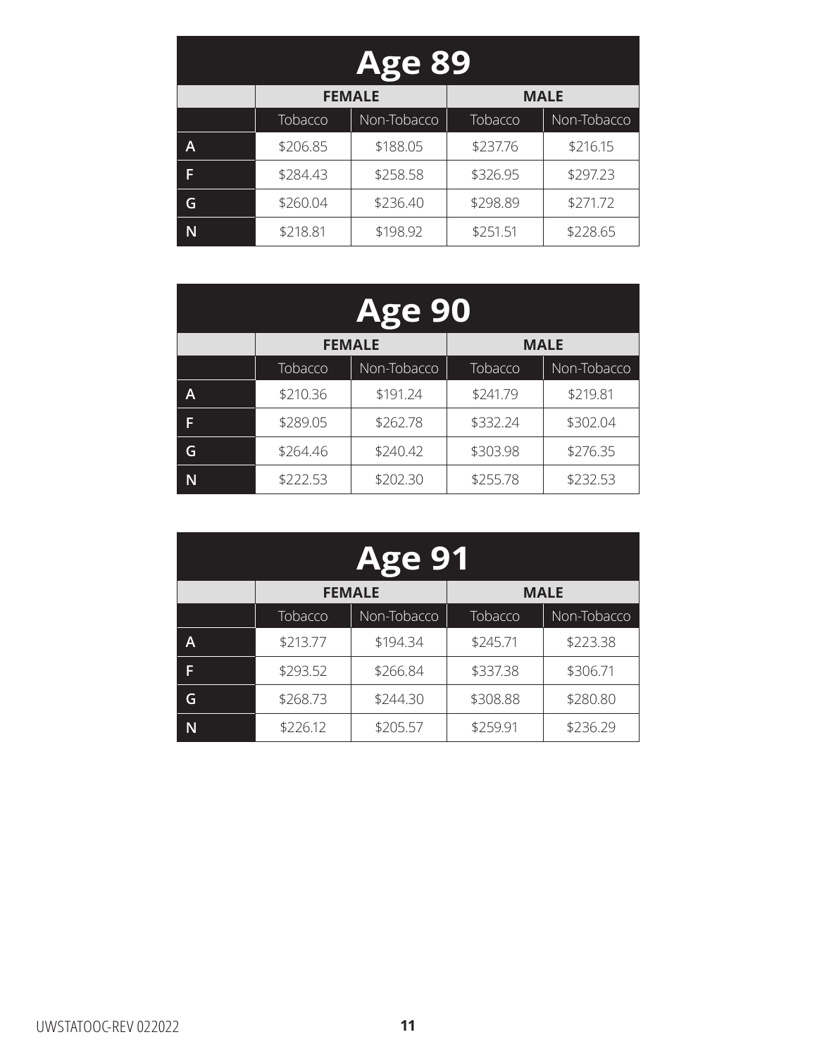## Age 89

| | FEMALE | | MALE | |
|---|---|---|---|---|
| | Tobacco | Non-Tobacco | Tobacco | Non-Tobacco |
| A | $206.85 | $188.05 | $237.76 | $216.15 |
| F | $284.43 | $258.58 | $326.95 | $297.23 |
| G | $260.04 | $236.40 | $298.89 | $271.72 |
| N | $218.81 | $198.92 | $251.51 | $228.65 |

## Age 90

| | FEMALE | | MALE | |
|---|---|---|---|---|
| | Tobacco | Non-Tobacco | Tobacco | Non-Tobacco |
| A | $210.36 | $191.24 | $241.79 | $219.81 |
| F | $289.05 | $262.78 | $332.24 | $302.04 |
| G | $264.46 | $240.42 | $303.98 | $276.35 |
| N | $222.53 | $202.30 | $255.78 | $232.53 |

## Age 91

| | FEMALE | | MALE | |
|---|---|---|---|---|
| | Tobacco | Non-Tobacco | Tobacco | Non-Tobacco |
| A | $213.77 | $194.34 | $245.71 | $223.38 |
| F | $293.52 | $266.84 | $337.38 | $306.71 |
| G | $268.73 | $244.30 | $308.88 | $280.80 |
| N | $226.12 | $205.57 | $259.91 | $236.29 |

UWSTATOOC-REV 022022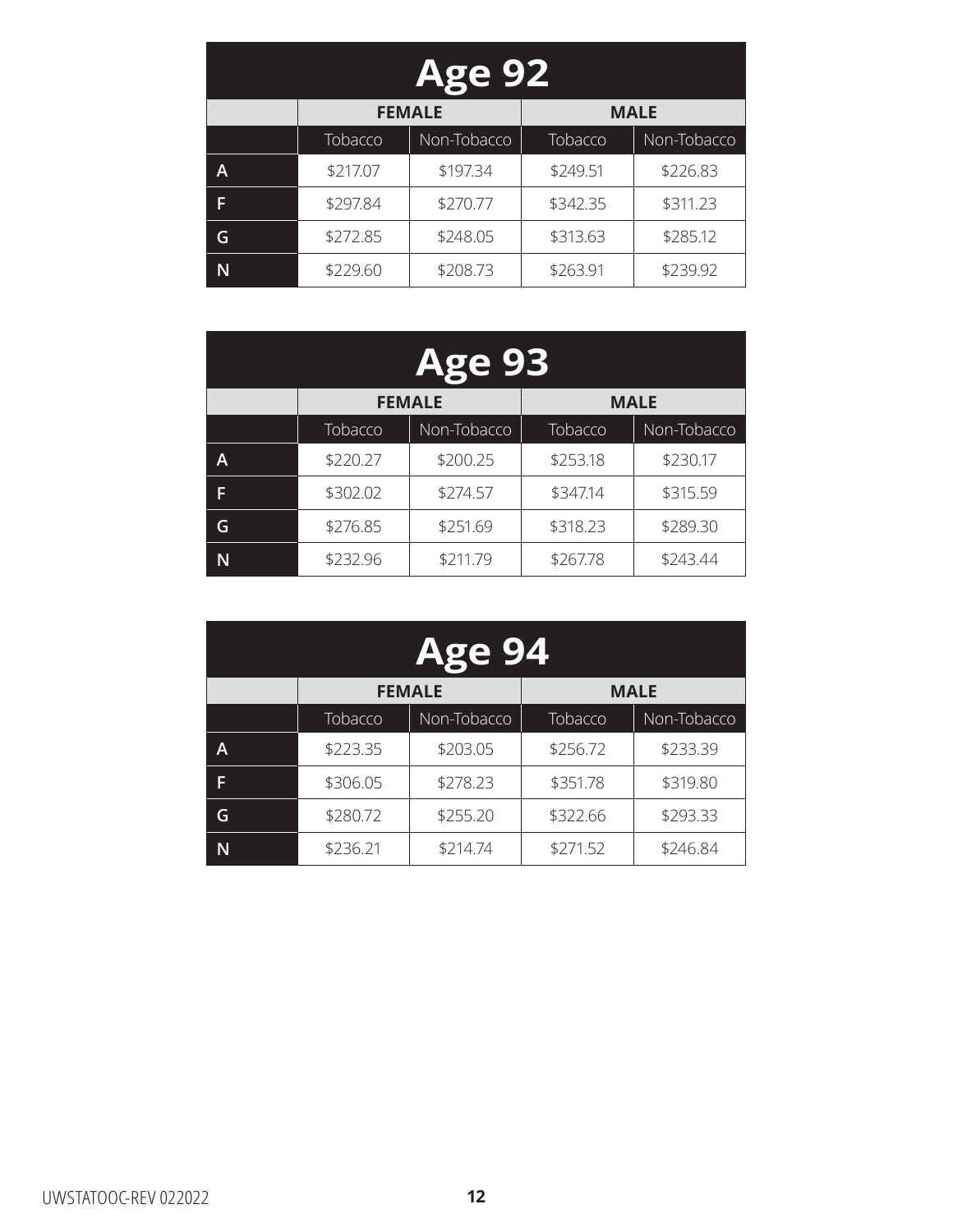## Age 92

| | FEMALE | | MALE | |
|---|---|---|---|---|
| | Tobacco | Non-Tobacco | Tobacco | Non-Tobacco |
| A | $217.07 | $197.34 | $249.51 | $226.83 |
| F | $297.84 | $270.77 | $342.35 | $311.23 |
| G | $272.85 | $248.05 | $313.63 | $285.12 |
| N | $229.60 | $208.73 | $263.91 | $239.92 |

## Age 93

| | FEMALE | | MALE | |
|---|---|---|---|---|
| | Tobacco | Non-Tobacco | Tobacco | Non-Tobacco |
| A | $220.27 | $200.25 | $253.18 | $230.17 |
| F | $302.02 | $274.57 | $347.14 | $315.59 |
| G | $276.85 | $251.69 | $318.23 | $289.30 |
| N | $232.96 | $211.79 | $267.78 | $243.44 |

## Age 94

| | FEMALE | | MALE | |
|---|---|---|---|---|
| | Tobacco | Non-Tobacco | Tobacco | Non-Tobacco |
| A | $223.35 | $203.05 | $256.72 | $233.39 |
| F | $306.05 | $278.23 | $351.78 | $319.80 |
| G | $280.72 | $255.20 | $322.66 | $293.33 |
| N | $236.21 | $214.74 | $271.52 | $246.84 |

UWSTATOOC-REV 022022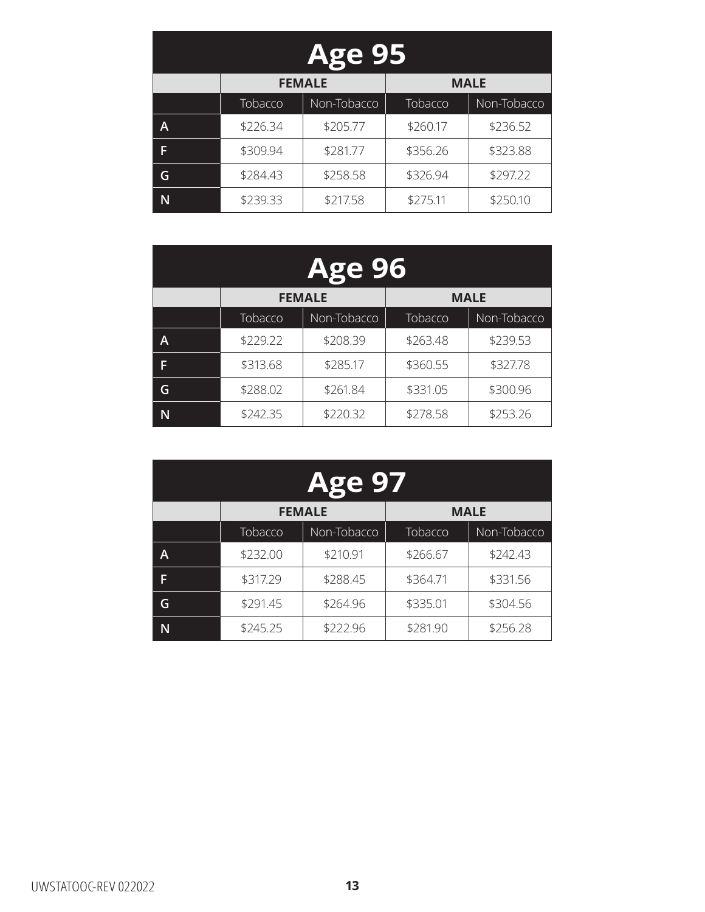| Age 95 | | | | |
|---|---|---|---|---|
| | FEMALE | | MALE | |
| | Tobacco | Non-Tobacco | Tobacco | Non-Tobacco |
| A | $226.34 | $205.77 | $260.17 | $236.52 |
| F | $309.94 | $281.77 | $356.26 | $323.88 |
| G | $284.43 | $258.58 | $326.94 | $297.22 |
| N | $239.33 | $217.58 | $275.11 | $250.10 |

| Age 96 | | | | |
|---|---|---|---|---|
| | FEMALE | | MALE | |
| | Tobacco | Non-Tobacco | Tobacco | Non-Tobacco |
| A | $229.22 | $208.39 | $263.48 | $239.53 |
| F | $313.68 | $285.17 | $360.55 | $327.78 |
| G | $288.02 | $261.84 | $331.05 | $300.96 |
| N | $242.35 | $220.32 | $278.58 | $253.26 |

| Age 97 | | | | |
|---|---|---|---|---|
| | FEMALE | | MALE | |
| | Tobacco | Non-Tobacco | Tobacco | Non-Tobacco |
| A | $232.00 | $210.91 | $266.67 | $242.43 |
| F | $317.29 | $288.45 | $364.71 | $331.56 |
| G | $291.45 | $264.96 | $335.01 | $304.56 |
| N | $245.25 | $222.96 | $281.90 | $256.28 |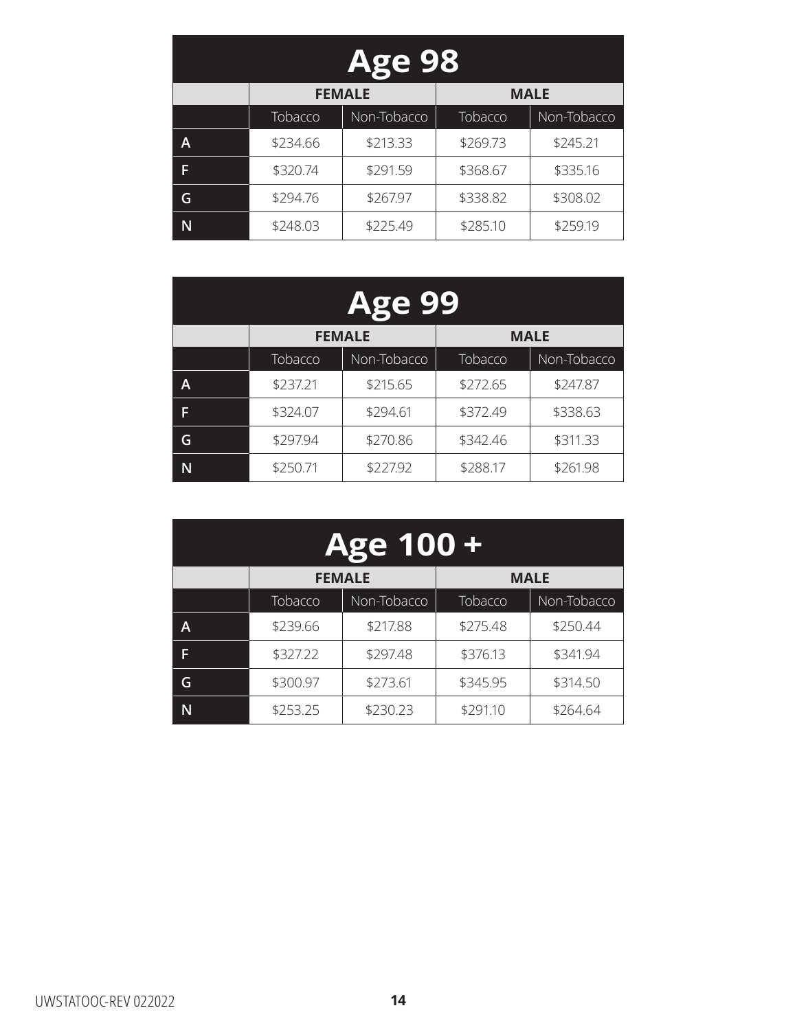## Age 98

| | FEMALE | | MALE | |
|---|---|---|---|---|
| | Tobacco | Non-Tobacco | Tobacco | Non-Tobacco |
| A | $234.66 | $213.33 | $269.73 | $245.21 |
| F | $320.74 | $291.59 | $368.67 | $335.16 |
| G | $294.76 | $267.97 | $338.82 | $308.02 |
| N | $248.03 | $225.49 | $285.10 | $259.19 |

## Age 99

| | FEMALE | | MALE | |
|---|---|---|---|---|
| | Tobacco | Non-Tobacco | Tobacco | Non-Tobacco |
| A | $237.21 | $215.65 | $272.65 | $247.87 |
| F | $324.07 | $294.61 | $372.49 | $338.63 |
| G | $297.94 | $270.86 | $342.46 | $311.33 |
| N | $250.71 | $227.92 | $288.17 | $261.98 |

## Age 100 +

| | FEMALE | | MALE | |
|---|---|---|---|---|
| | Tobacco | Non-Tobacco | Tobacco | Non-Tobacco |
| A | $239.66 | $217.88 | $275.48 | $250.44 |
| F | $327.22 | $297.48 | $376.13 | $341.94 |
| G | $300.97 | $273.61 | $345.95 | $314.50 |
| N | $253.25 | $230.23 | $291.10 | $264.64 |

UWSTATOOC-REV 022022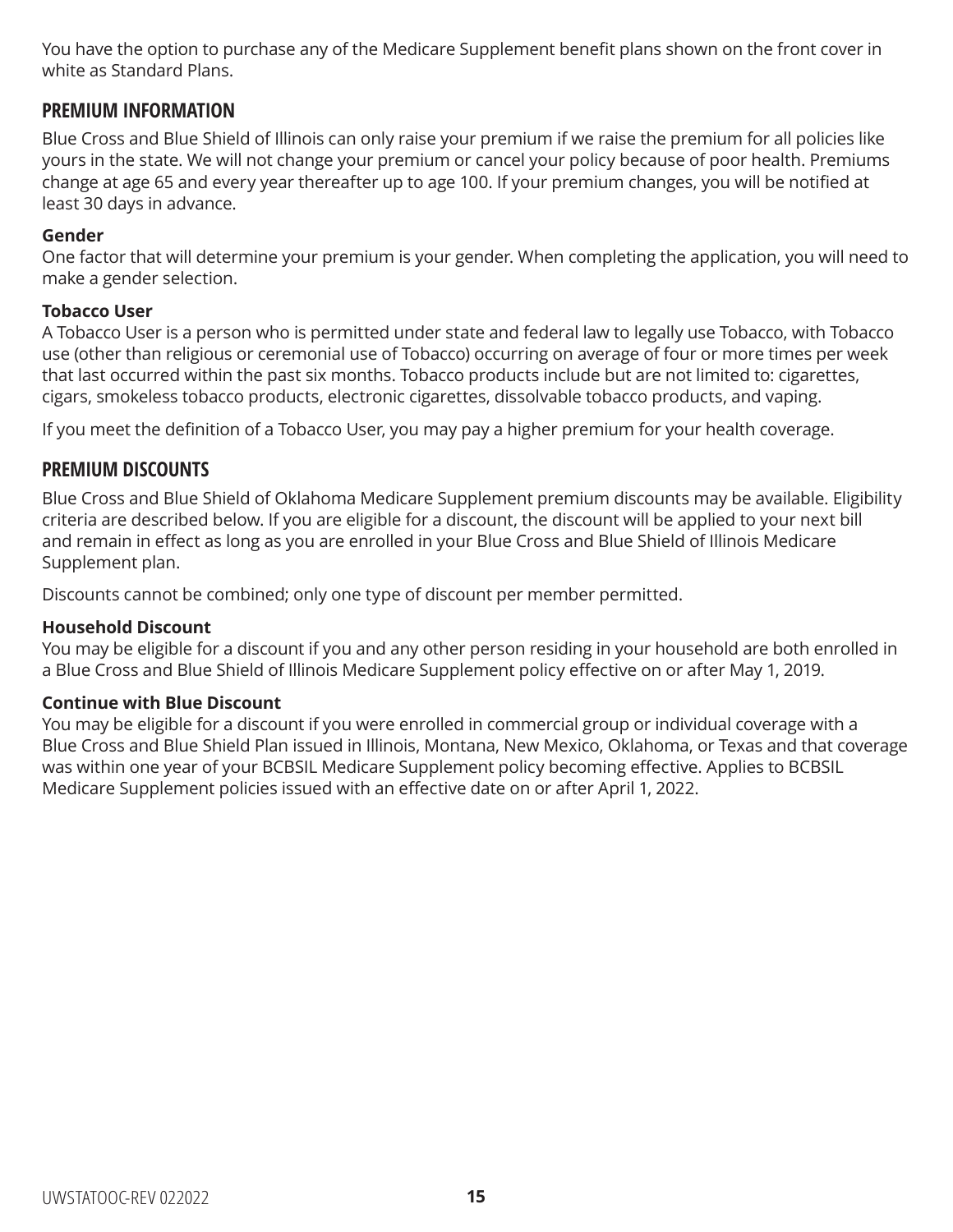You have the option to purchase any of the Medicare Supplement benefit plans shown on the front cover in white as Standard Plans.

## PREMIUM INFORMATION

Blue Cross and Blue Shield of Illinois can only raise your premium if we raise the premium for all policies like yours in the state. We will not change your premium or cancel your policy because of poor health. Premiums change at age 65 and every year thereafter up to age 100. If your premium changes, you will be notified at least 30 days in advance.

**Gender**
One factor that will determine your premium is your gender. When completing the application, you will need to make a gender selection.

**Tobacco User**
A Tobacco User is a person who is permitted under state and federal law to legally use Tobacco, with Tobacco use (other than religious or ceremonial use of Tobacco) occurring on average of four or more times per week that last occurred within the past six months. Tobacco products include but are not limited to: cigarettes, cigars, smokeless tobacco products, electronic cigarettes, dissolvable tobacco products, and vaping.

If you meet the definition of a Tobacco User, you may pay a higher premium for your health coverage.

## PREMIUM DISCOUNTS

Blue Cross and Blue Shield of Oklahoma Medicare Supplement premium discounts may be available. Eligibility criteria are described below. If you are eligible for a discount, the discount will be applied to your next bill and remain in effect as long as you are enrolled in your Blue Cross and Blue Shield of Illinois Medicare Supplement plan.

Discounts cannot be combined; only one type of discount per member permitted.

**Household Discount**
You may be eligible for a discount if you and any other person residing in your household are both enrolled in a Blue Cross and Blue Shield of Illinois Medicare Supplement policy effective on or after May 1, 2019.

**Continue with Blue Discount**
You may be eligible for a discount if you were enrolled in commercial group or individual coverage with a Blue Cross and Blue Shield Plan issued in Illinois, Montana, New Mexico, Oklahoma, or Texas and that coverage was within one year of your BCBSIL Medicare Supplement policy becoming effective. Applies to BCBSIL Medicare Supplement policies issued with an effective date on or after April 1, 2022.

UWSTATOOC-REV 022022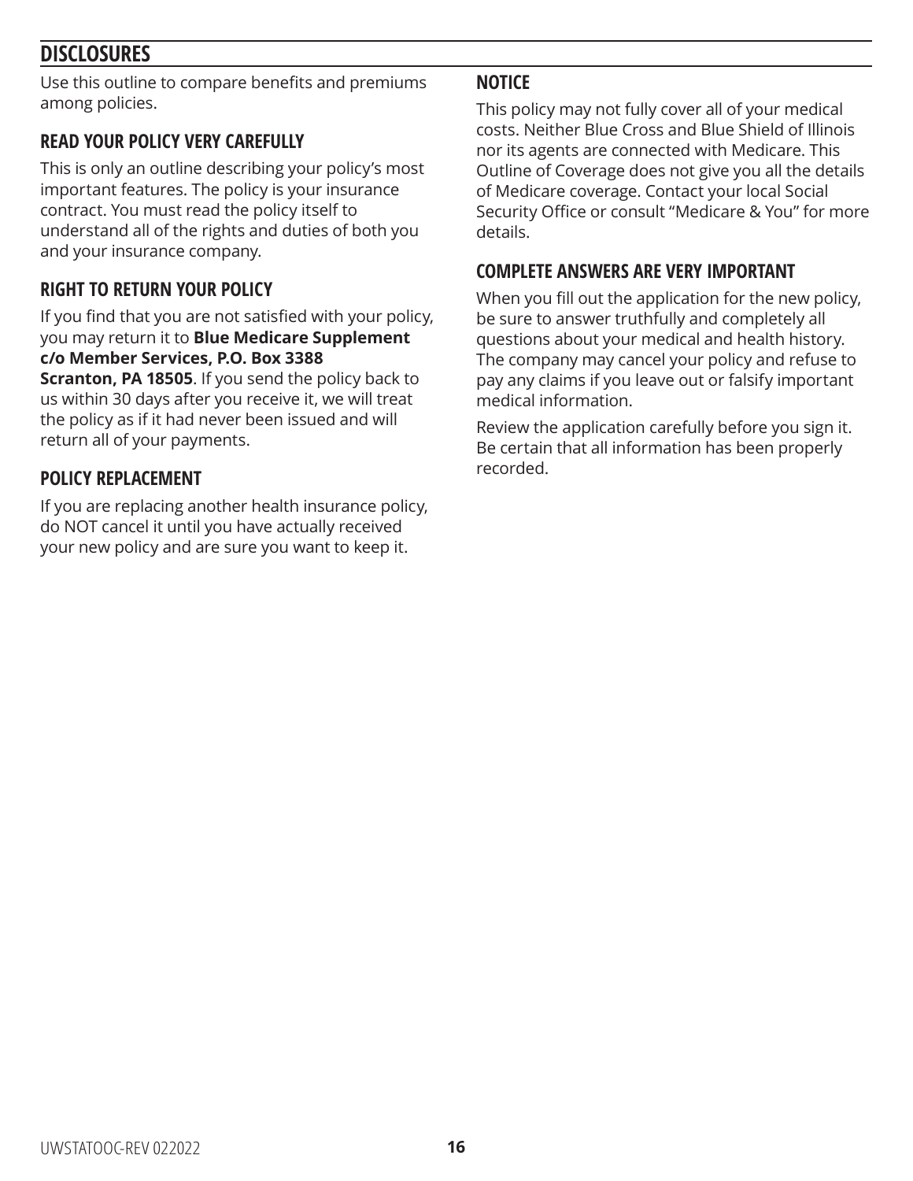## DISCLOSURES

Use this outline to compare benefits and premiums among policies.

### READ YOUR POLICY VERY CAREFULLY

This is only an outline describing your policy's most important features. The policy is your insurance contract. You must read the policy itself to understand all of the rights and duties of both you and your insurance company.

### RIGHT TO RETURN YOUR POLICY

If you find that you are not satisfied with your policy, you may return it to **Blue Medicare Supplement c/o Member Services, P.O. Box 3388 Scranton, PA 18505**. If you send the policy back to us within 30 days after you receive it, we will treat the policy as if it had never been issued and will return all of your payments.

### POLICY REPLACEMENT

If you are replacing another health insurance policy, do NOT cancel it until you have actually received your new policy and are sure you want to keep it.

### NOTICE

This policy may not fully cover all of your medical costs. Neither Blue Cross and Blue Shield of Illinois nor its agents are connected with Medicare. This Outline of Coverage does not give you all the details of Medicare coverage. Contact your local Social Security Office or consult "Medicare & You" for more details.

### COMPLETE ANSWERS ARE VERY IMPORTANT

When you fill out the application for the new policy, be sure to answer truthfully and completely all questions about your medical and health history. The company may cancel your policy and refuse to pay any claims if you leave out or falsify important medical information.

Review the application carefully before you sign it. Be certain that all information has been properly recorded.

UWSTATOOC-REV 022022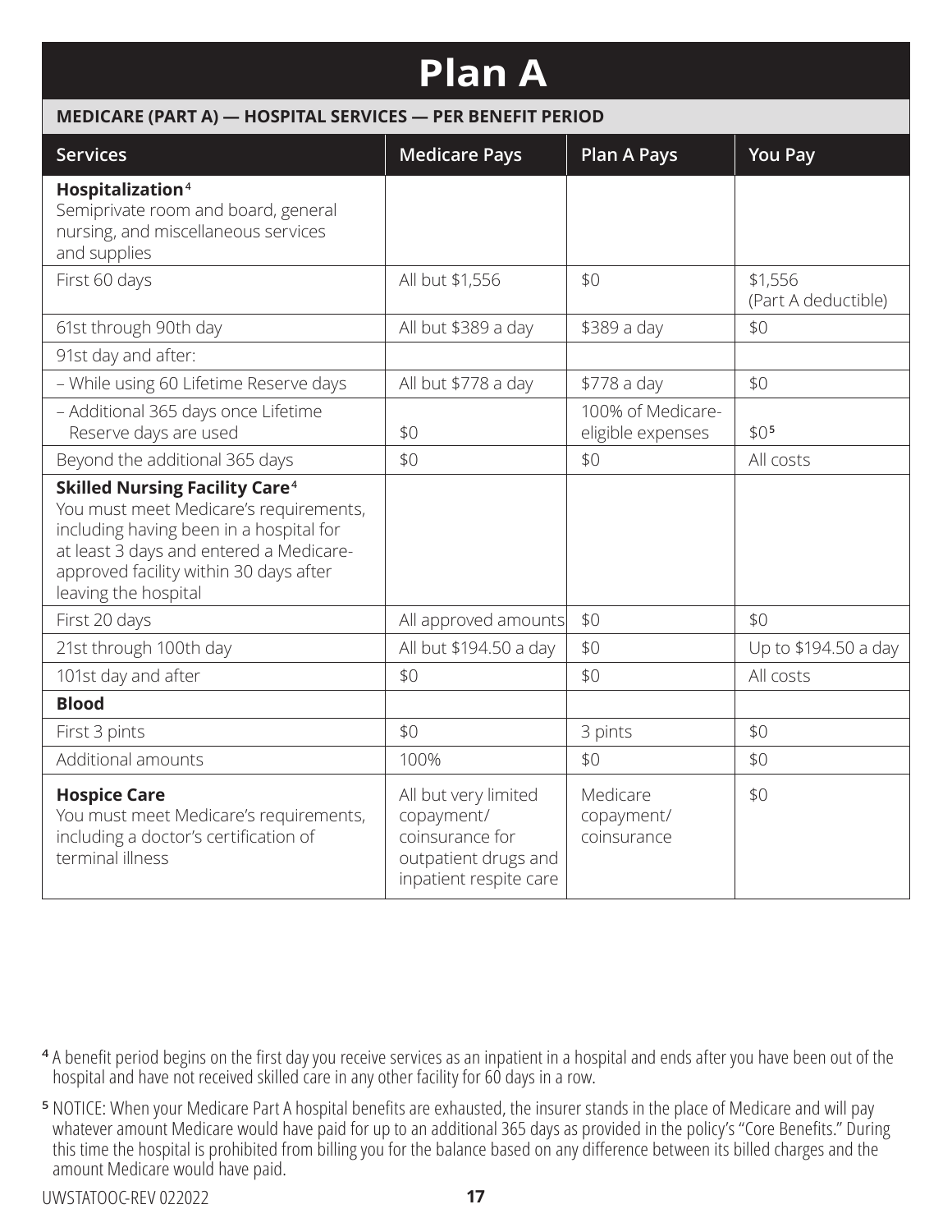# Plan A

**MEDICARE (PART A) — HOSPITAL SERVICES — PER BENEFIT PERIOD**

| Services | Medicare Pays | Plan A Pays | You Pay |
|---|---|---|---|
| **Hospitalization**[4] Semiprivate room and board, general nursing, and miscellaneous services and supplies | | | |
| First 60 days | All but $1,556 | $0 | $1,556 (Part A deductible) |
| 61st through 90th day | All but $389 a day | $389 a day | $0 |
| 91st day and after: | | | |
| – While using 60 Lifetime Reserve days | All but $778 a day | $778 a day | $0 |
| – Additional 365 days once Lifetime Reserve days are used | $0 | 100% of Medicare-eligible expenses | $0[5] |
| Beyond the additional 365 days | $0 | $0 | All costs |
| **Skilled Nursing Facility Care**[4] You must meet Medicare's requirements, including having been in a hospital for at least 3 days and entered a Medicare-approved facility within 30 days after leaving the hospital | | | |
| First 20 days | All approved amounts | $0 | $0 |
| 21st through 100th day | All but $194.50 a day | $0 | Up to $194.50 a day |
| 101st day and after | $0 | $0 | All costs |
| **Blood** | | | |
| First 3 pints | $0 | 3 pints | $0 |
| Additional amounts | 100% | $0 | $0 |
| **Hospice Care** You must meet Medicare's requirements, including a doctor's certification of terminal illness | All but very limited copayment/ coinsurance for outpatient drugs and inpatient respite care | Medicare copayment/ coinsurance | $0 |

[4] A benefit period begins on the first day you receive services as an inpatient in a hospital and ends after you have been out of the hospital and have not received skilled care in any other facility for 60 days in a row.

[5] NOTICE: When your Medicare Part A hospital benefits are exhausted, the insurer stands in the place of Medicare and will pay whatever amount Medicare would have paid for up to an additional 365 days as provided in the policy's "Core Benefits." During this time the hospital is prohibited from billing you for the balance based on any difference between its billed charges and the amount Medicare would have paid.

UWSTATOOC-REV 022022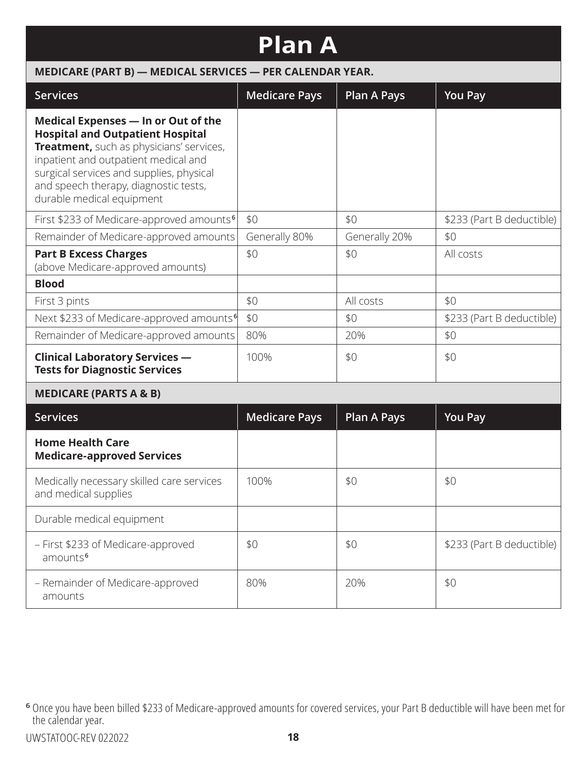# Plan A

**MEDICARE (PART B) — MEDICAL SERVICES — PER CALENDAR YEAR.**

| Services | Medicare Pays | Plan A Pays | You Pay |
|---|---|---|---|
| **Medical Expenses — In or Out of the Hospital and Outpatient Hospital Treatment,** such as physicians' services, inpatient and outpatient medical and surgical services and supplies, physical and speech therapy, diagnostic tests, durable medical equipment | | | |
| First $233 of Medicare-approved amounts[6] | $0 | $0 | $233 (Part B deductible) |
| Remainder of Medicare-approved amounts | Generally 80% | Generally 20% | $0 |
| **Part B Excess Charges** (above Medicare-approved amounts) | $0 | $0 | All costs |
| **Blood** | | | |
| First 3 pints | $0 | All costs | $0 |
| Next $233 of Medicare-approved amounts[6] | $0 | $0 | $233 (Part B deductible) |
| Remainder of Medicare-approved amounts | 80% | 20% | $0 |
| **Clinical Laboratory Services — Tests for Diagnostic Services** | 100% | $0 | $0 |

**MEDICARE (PARTS A & B)**

| Services | Medicare Pays | Plan A Pays | You Pay |
|---|---|---|---|
| **Home Health Care Medicare-approved Services** | | | |
| Medically necessary skilled care services and medical supplies | 100% | $0 | $0 |
| Durable medical equipment | | | |
| – First $233 of Medicare-approved amounts[6] | $0 | $0 | $233 (Part B deductible) |
| – Remainder of Medicare-approved amounts | 80% | 20% | $0 |

[6] Once you have been billed $233 of Medicare-approved amounts for covered services, your Part B deductible will have been met for the calendar year.

UWSTATOOC-REV 022022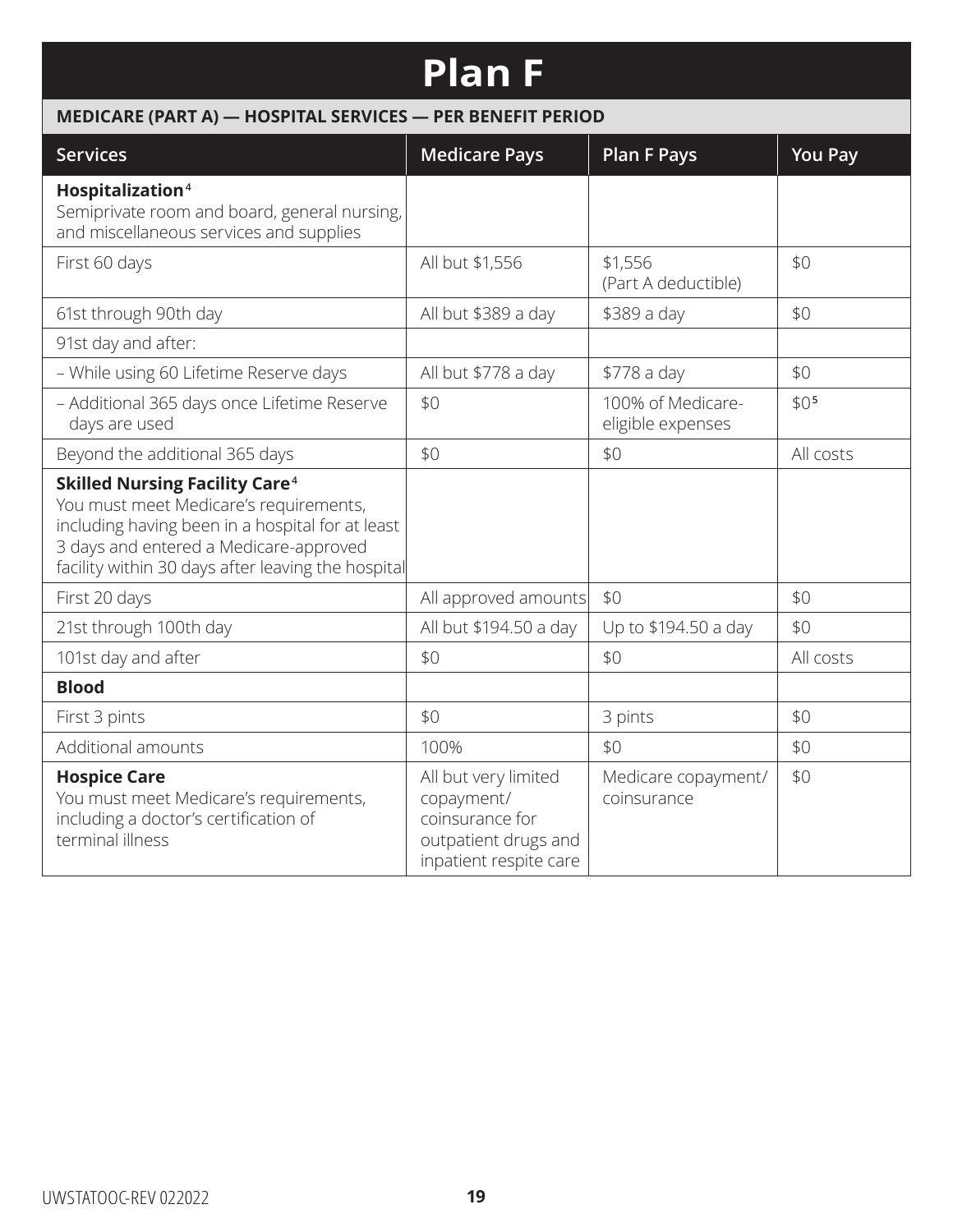# Plan F

| MEDICARE (PART A) — HOSPITAL SERVICES — PER BENEFIT PERIOD | | | |
|---|---|---|---|
| **Services** | **Medicare Pays** | **Plan F Pays** | **You Pay** |
| **Hospitalization**[4]<br>Semiprivate room and board, general nursing, and miscellaneous services and supplies | | | |
| First 60 days | All but $1,556 | $1,556<br>(Part A deductible) | $0 |
| 61st through 90th day | All but $389 a day | $389 a day | $0 |
| 91st day and after: | | | |
| – While using 60 Lifetime Reserve days | All but $778 a day | $778 a day | $0 |
| – Additional 365 days once Lifetime Reserve days are used | $0 | 100% of Medicare-eligible expenses | $0[5] |
| Beyond the additional 365 days | $0 | $0 | All costs |
| **Skilled Nursing Facility Care**[4]<br>You must meet Medicare's requirements, including having been in a hospital for at least 3 days and entered a Medicare-approved facility within 30 days after leaving the hospital | | | |
| First 20 days | All approved amounts | $0 | $0 |
| 21st through 100th day | All but $194.50 a day | Up to $194.50 a day | $0 |
| 101st day and after | $0 | $0 | All costs |
| **Blood** | | | |
| First 3 pints | $0 | 3 pints | $0 |
| Additional amounts | 100% | $0 | $0 |
| **Hospice Care**<br>You must meet Medicare's requirements, including a doctor's certification of terminal illness | All but very limited copayment/ coinsurance for outpatient drugs and inpatient respite care | Medicare copayment/ coinsurance | $0 |

UWSTATOOC-REV 022022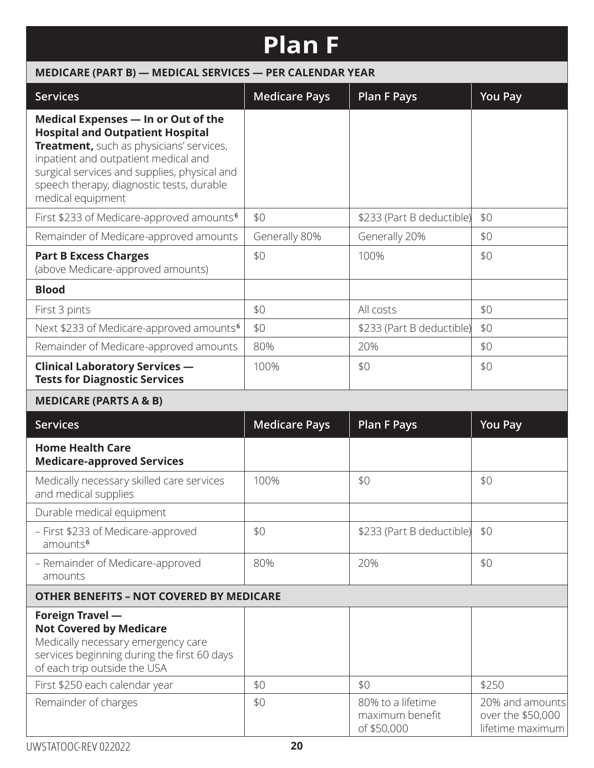# Plan F

## MEDICARE (PART B) — MEDICAL SERVICES — PER CALENDAR YEAR

| Services | Medicare Pays | Plan F Pays | You Pay |
|---|---|---|---|
| **Medical Expenses — In or Out of the Hospital and Outpatient Hospital Treatment,** such as physicians' services, inpatient and outpatient medical and surgical services and supplies, physical and speech therapy, diagnostic tests, durable medical equipment | | | |
| First $233 of Medicare-approved amounts[6] | $0 | $233 (Part B deductible) | $0 |
| Remainder of Medicare-approved amounts | Generally 80% | Generally 20% | $0 |
| **Part B Excess Charges** (above Medicare-approved amounts) | $0 | 100% | $0 |
| **Blood** | | | |
| First 3 pints | $0 | All costs | $0 |
| Next $233 of Medicare-approved amounts[6] | $0 | $233 (Part B deductible) | $0 |
| Remainder of Medicare-approved amounts | 80% | 20% | $0 |
| **Clinical Laboratory Services — Tests for Diagnostic Services** | 100% | $0 | $0 |

## MEDICARE (PARTS A & B)

| Services | Medicare Pays | Plan F Pays | You Pay |
|---|---|---|---|
| **Home Health Care Medicare-approved Services** | | | |
| Medically necessary skilled care services and medical supplies | 100% | $0 | $0 |
| Durable medical equipment | | | |
| – First $233 of Medicare-approved amounts[6] | $0 | $233 (Part B deductible) | $0 |
| – Remainder of Medicare-approved amounts | 80% | 20% | $0 |

## OTHER BENEFITS – NOT COVERED BY MEDICARE

| Services | Medicare Pays | Plan F Pays | You Pay |
|---|---|---|---|
| **Foreign Travel — Not Covered by Medicare** Medically necessary emergency care services beginning during the first 60 days of each trip outside the USA | | | |
| First $250 each calendar year | $0 | $0 | $250 |
| Remainder of charges | $0 | 80% to a lifetime maximum benefit of $50,000 | 20% and amounts over the $50,000 lifetime maximum |

UWSTATOOC-REV 022022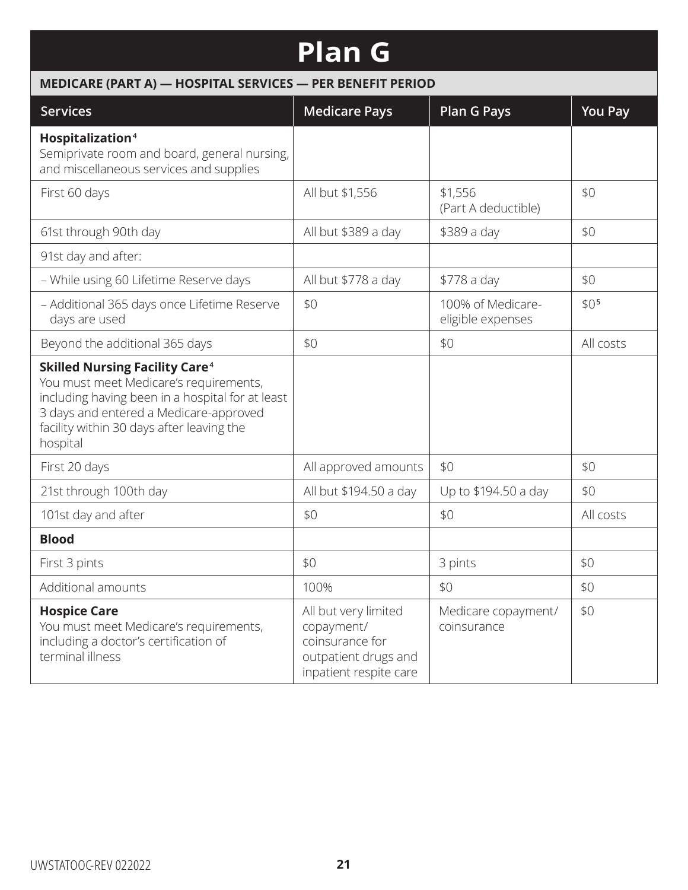# Plan G

**MEDICARE (PART A) — HOSPITAL SERVICES — PER BENEFIT PERIOD**

| Services | Medicare Pays | Plan G Pays | You Pay |
|---|---|---|---|
| **Hospitalization**[4]<br>Semiprivate room and board, general nursing, and miscellaneous services and supplies | | | |
| First 60 days | All but $1,556 | $1,556<br>(Part A deductible) | $0 |
| 61st through 90th day | All but $389 a day | $389 a day | $0 |
| 91st day and after: | | | |
| – While using 60 Lifetime Reserve days | All but $778 a day | $778 a day | $0 |
| – Additional 365 days once Lifetime Reserve days are used | $0 | 100% of Medicare-eligible expenses | $0[5] |
| Beyond the additional 365 days | $0 | $0 | All costs |
| **Skilled Nursing Facility Care**[4]<br>You must meet Medicare's requirements, including having been in a hospital for at least 3 days and entered a Medicare-approved facility within 30 days after leaving the hospital | | | |
| First 20 days | All approved amounts | $0 | $0 |
| 21st through 100th day | All but $194.50 a day | Up to $194.50 a day | $0 |
| 101st day and after | $0 | $0 | All costs |
| **Blood** | | | |
| First 3 pints | $0 | 3 pints | $0 |
| Additional amounts | 100% | $0 | $0 |
| **Hospice Care**<br>You must meet Medicare's requirements, including a doctor's certification of terminal illness | All but very limited copayment/ coinsurance for outpatient drugs and inpatient respite care | Medicare copayment/ coinsurance | $0 |

UWSTATOOC-REV 022022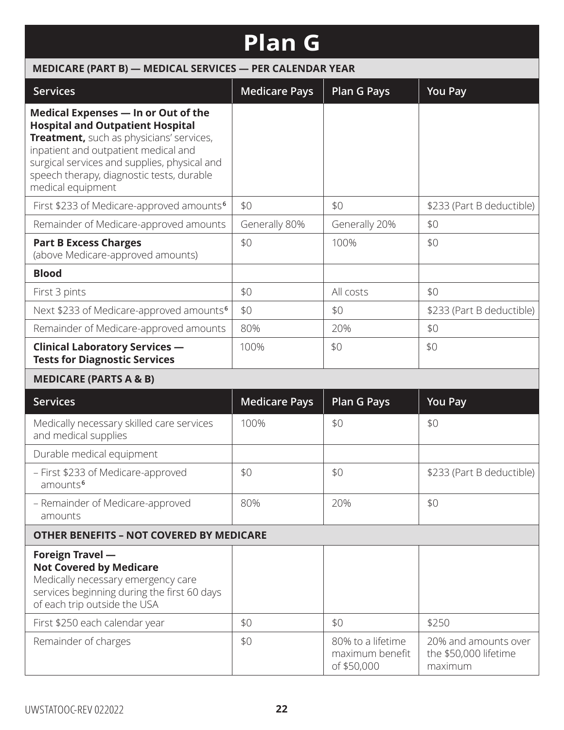# Plan G

## MEDICARE (PART B) — MEDICAL SERVICES — PER CALENDAR YEAR

| Services | Medicare Pays | Plan G Pays | You Pay |
|---|---|---|---|
| **Medical Expenses — In or Out of the Hospital and Outpatient Hospital Treatment,** such as physicians' services, inpatient and outpatient medical and surgical services and supplies, physical and speech therapy, diagnostic tests, durable medical equipment | | | |
| First $233 of Medicare-approved amounts[6] | $0 | $0 | $233 (Part B deductible) |
| Remainder of Medicare-approved amounts | Generally 80% | Generally 20% | $0 |
| **Part B Excess Charges** (above Medicare-approved amounts) | $0 | 100% | $0 |
| **Blood** | | | |
| First 3 pints | $0 | All costs | $0 |
| Next $233 of Medicare-approved amounts[6] | $0 | $0 | $233 (Part B deductible) |
| Remainder of Medicare-approved amounts | 80% | 20% | $0 |
| **Clinical Laboratory Services — Tests for Diagnostic Services** | 100% | $0 | $0 |

## MEDICARE (PARTS A & B)

| Services | Medicare Pays | Plan G Pays | You Pay |
|---|---|---|---|
| Medically necessary skilled care services and medical supplies | 100% | $0 | $0 |
| Durable medical equipment | | | |
| – First $233 of Medicare-approved amounts[6] | $0 | $0 | $233 (Part B deductible) |
| – Remainder of Medicare-approved amounts | 80% | 20% | $0 |

## OTHER BENEFITS – NOT COVERED BY MEDICARE

| Services | Medicare Pays | Plan G Pays | You Pay |
|---|---|---|---|
| **Foreign Travel — Not Covered by Medicare** Medically necessary emergency care services beginning during the first 60 days of each trip outside the USA | | | |
| First $250 each calendar year | $0 | $0 | $250 |
| Remainder of charges | $0 | 80% to a lifetime maximum benefit of $50,000 | 20% and amounts over the $50,000 lifetime maximum |

UWSTATOOC-REV 022022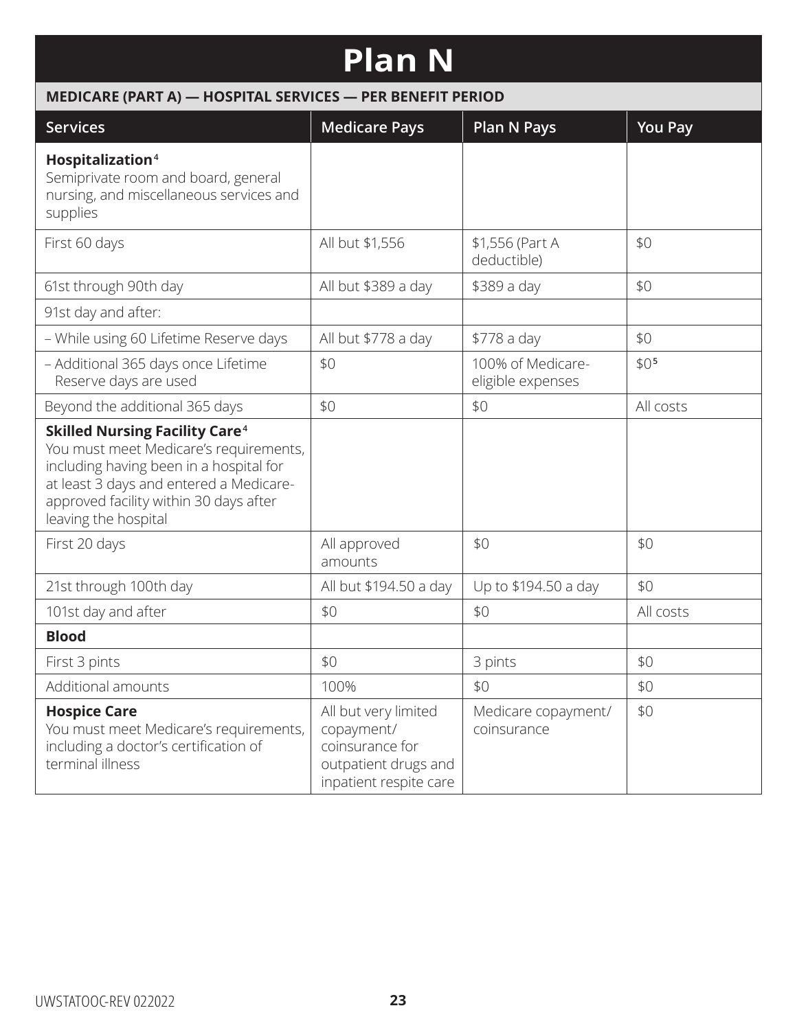# Plan N

**MEDICARE (PART A) — HOSPITAL SERVICES — PER BENEFIT PERIOD**

| Services | Medicare Pays | Plan N Pays | You Pay |
|---|---|---|---|
| **Hospitalization**[4] Semiprivate room and board, general nursing, and miscellaneous services and supplies | | | |
| First 60 days | All but $1,556 | $1,556 (Part A deductible) | $0 |
| 61st through 90th day | All but $389 a day | $389 a day | $0 |
| 91st day and after: | | | |
| – While using 60 Lifetime Reserve days | All but $778 a day | $778 a day | $0 |
| – Additional 365 days once Lifetime Reserve days are used | $0 | 100% of Medicare-eligible expenses | $0[5] |
| Beyond the additional 365 days | $0 | $0 | All costs |
| **Skilled Nursing Facility Care**[4] You must meet Medicare's requirements, including having been in a hospital for at least 3 days and entered a Medicare-approved facility within 30 days after leaving the hospital | | | |
| First 20 days | All approved amounts | $0 | $0 |
| 21st through 100th day | All but $194.50 a day | Up to $194.50 a day | $0 |
| 101st day and after | $0 | $0 | All costs |
| **Blood** | | | |
| First 3 pints | $0 | 3 pints | $0 |
| Additional amounts | 100% | $0 | $0 |
| **Hospice Care** You must meet Medicare's requirements, including a doctor's certification of terminal illness | All but very limited copayment/ coinsurance for outpatient drugs and inpatient respite care | Medicare copayment/ coinsurance | $0 |

UWSTATOOC-REV 022022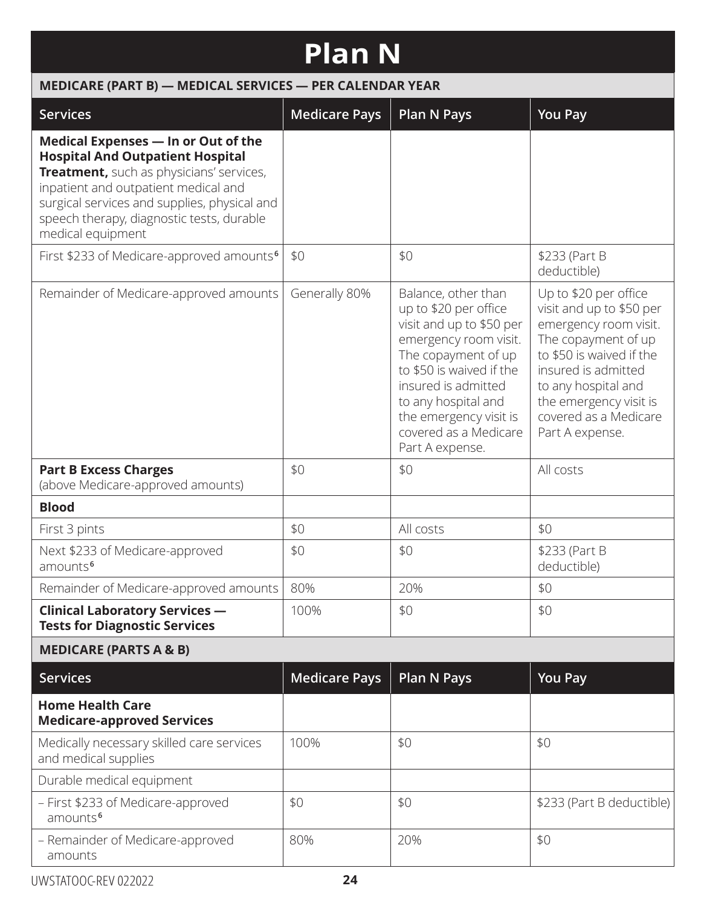# Plan N

**MEDICARE (PART B) — MEDICAL SERVICES — PER CALENDAR YEAR**

| Services | Medicare Pays | Plan N Pays | You Pay |
|---|---|---|---|
| **Medical Expenses — In or Out of the Hospital And Outpatient Hospital Treatment,** such as physicians' services, inpatient and outpatient medical and surgical services and supplies, physical and speech therapy, diagnostic tests, durable medical equipment | | | |
| First $233 of Medicare-approved amounts[6] | $0 | $0 | $233 (Part B deductible) |
| Remainder of Medicare-approved amounts | Generally 80% | Balance, other than up to $20 per office visit and up to $50 per emergency room visit. The copayment of up to $50 is waived if the insured is admitted to any hospital and the emergency visit is covered as a Medicare Part A expense. | Up to $20 per office visit and up to $50 per emergency room visit. The copayment of up to $50 is waived if the insured is admitted to any hospital and the emergency visit is covered as a Medicare Part A expense. |
| **Part B Excess Charges** (above Medicare-approved amounts) | $0 | $0 | All costs |
| **Blood** | | | |
| First 3 pints | $0 | All costs | $0 |
| Next $233 of Medicare-approved amounts[6] | $0 | $0 | $233 (Part B deductible) |
| Remainder of Medicare-approved amounts | 80% | 20% | $0 |
| **Clinical Laboratory Services — Tests for Diagnostic Services** | 100% | $0 | $0 |

**MEDICARE (PARTS A & B)**

| Services | Medicare Pays | Plan N Pays | You Pay |
|---|---|---|---|
| **Home Health Care Medicare-approved Services** | | | |
| Medically necessary skilled care services and medical supplies | 100% | $0 | $0 |
| Durable medical equipment | | | |
| – First $233 of Medicare-approved amounts[6] | $0 | $0 | $233 (Part B deductible) |
| – Remainder of Medicare-approved amounts | 80% | 20% | $0 |

UWSTATOOC-REV 022022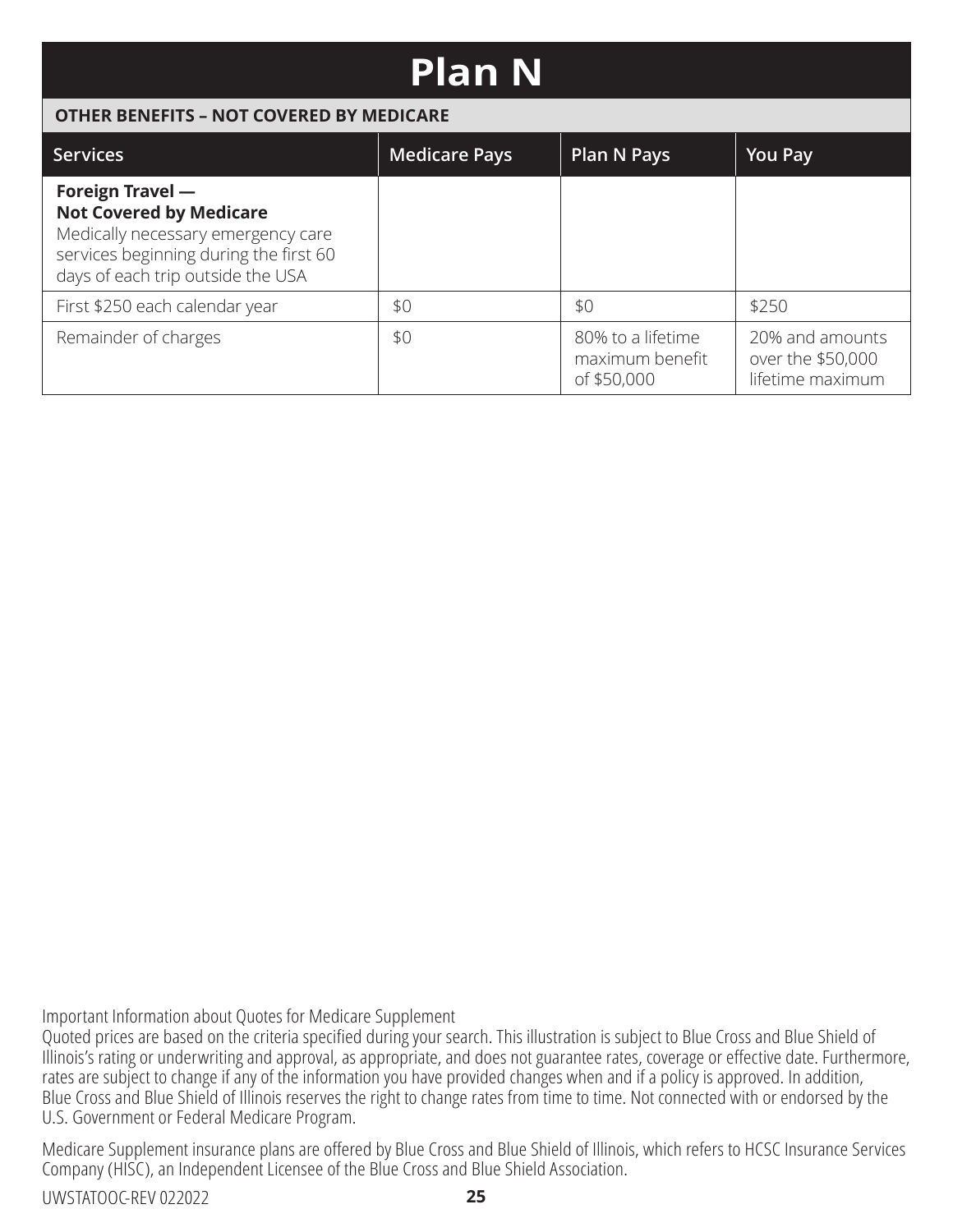# Plan N

## OTHER BENEFITS – NOT COVERED BY MEDICARE

| Services | Medicare Pays | Plan N Pays | You Pay |
|---|---|---|---|
| **Foreign Travel — Not Covered by Medicare** Medically necessary emergency care services beginning during the first 60 days of each trip outside the USA | | | |
| First $250 each calendar year | $0 | $0 | $250 |
| Remainder of charges | $0 | 80% to a lifetime maximum benefit of $50,000 | 20% and amounts over the $50,000 lifetime maximum |

Important Information about Quotes for Medicare Supplement
Quoted prices are based on the criteria specified during your search. This illustration is subject to Blue Cross and Blue Shield of Illinois's rating or underwriting and approval, as appropriate, and does not guarantee rates, coverage or effective date. Furthermore, rates are subject to change if any of the information you have provided changes when and if a policy is approved. In addition, Blue Cross and Blue Shield of Illinois reserves the right to change rates from time to time. Not connected with or endorsed by the U.S. Government or Federal Medicare Program.

Medicare Supplement insurance plans are offered by Blue Cross and Blue Shield of Illinois, which refers to HCSC Insurance Services Company (HISC), an Independent Licensee of the Blue Cross and Blue Shield Association.

UWSTATOOC-REV 022022